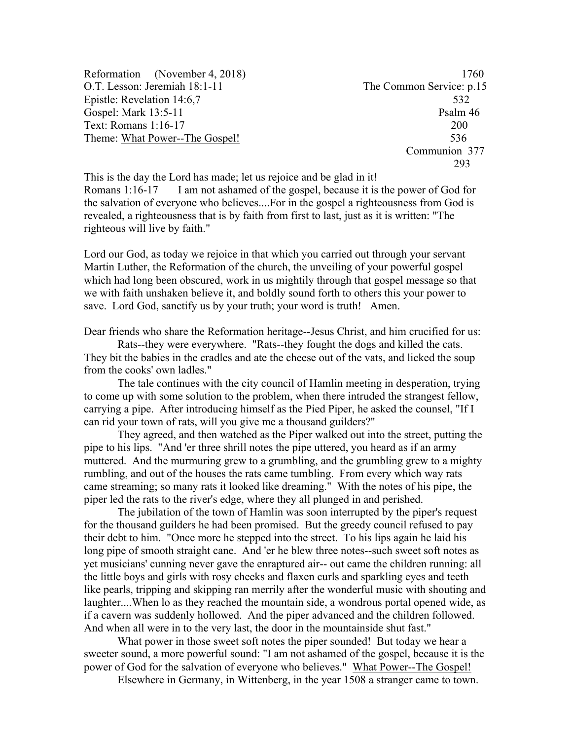| | |
|---|---|
| Reformation (November 4, 2018) | 1760 |
| O.T. Lesson: Jeremiah 18:1-11 | The Common Service: p.15 |
| Epistle: Revelation 14:6,7 | 532 |
| Gospel: Mark 13:5-11 | Psalm 46 |
| Text: Romans 1:16-17 | 200 |
| Theme: <u>What Power--The Gospel!</u> | 536 |
| | Communion 377 |
| | 293 |

This is the day the Lord has made; let us rejoice and be glad in it!
Romans 1:16-17 I am not ashamed of the gospel, because it is the power of God for the salvation of everyone who believes....For in the gospel a righteousness from God is revealed, a righteousness that is by faith from first to last, just as it is written: "The righteous will live by faith."

Lord our God, as today we rejoice in that which you carried out through your servant Martin Luther, the Reformation of the church, the unveiling of your powerful gospel which had long been obscured, work in us mightily through that gospel message so that we with faith unshaken believe it, and boldly sound forth to others this your power to save. Lord God, sanctify us by your truth; your word is truth! Amen.

Dear friends who share the Reformation heritage--Jesus Christ, and him crucified for us:

Rats--they were everywhere. "Rats--they fought the dogs and killed the cats. They bit the babies in the cradles and ate the cheese out of the vats, and licked the soup from the cooks' own ladles."

The tale continues with the city council of Hamlin meeting in desperation, trying to come up with some solution to the problem, when there intruded the strangest fellow, carrying a pipe. After introducing himself as the Pied Piper, he asked the counsel, "If I can rid your town of rats, will you give me a thousand guilders?"

They agreed, and then watched as the Piper walked out into the street, putting the pipe to his lips. "And 'er three shrill notes the pipe uttered, you heard as if an army muttered. And the murmuring grew to a grumbling, and the grumbling grew to a mighty rumbling, and out of the houses the rats came tumbling. From every which way rats came streaming; so many rats it looked like dreaming." With the notes of his pipe, the piper led the rats to the river's edge, where they all plunged in and perished.

The jubilation of the town of Hamlin was soon interrupted by the piper's request for the thousand guilders he had been promised. But the greedy council refused to pay their debt to him. "Once more he stepped into the street. To his lips again he laid his long pipe of smooth straight cane. And 'er he blew three notes--such sweet soft notes as yet musicians' cunning never gave the enraptured air-- out came the children running: all the little boys and girls with rosy cheeks and flaxen curls and sparkling eyes and teeth like pearls, tripping and skipping ran merrily after the wonderful music with shouting and laughter....When lo as they reached the mountain side, a wondrous portal opened wide, as if a cavern was suddenly hollowed. And the piper advanced and the children followed. And when all were in to the very last, the door in the mountainside shut fast."

What power in those sweet soft notes the piper sounded! But today we hear a sweeter sound, a more powerful sound: "I am not ashamed of the gospel, because it is the power of God for the salvation of everyone who believes." <u>What Power--The Gospel!</u>

Elsewhere in Germany, in Wittenberg, in the year 1508 a stranger came to town.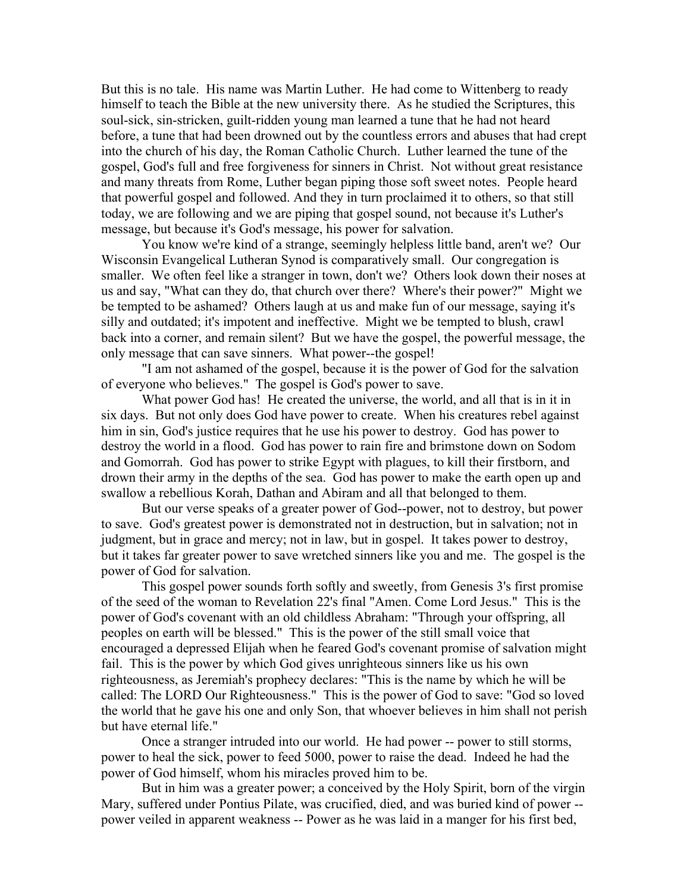But this is no tale. His name was Martin Luther. He had come to Wittenberg to ready himself to teach the Bible at the new university there. As he studied the Scriptures, this soul-sick, sin-stricken, guilt-ridden young man learned a tune that he had not heard before, a tune that had been drowned out by the countless errors and abuses that had crept into the church of his day, the Roman Catholic Church. Luther learned the tune of the gospel, God's full and free forgiveness for sinners in Christ. Not without great resistance and many threats from Rome, Luther began piping those soft sweet notes. People heard that powerful gospel and followed. And they in turn proclaimed it to others, so that still today, we are following and we are piping that gospel sound, not because it's Luther's message, but because it's God's message, his power for salvation.

You know we're kind of a strange, seemingly helpless little band, aren't we? Our Wisconsin Evangelical Lutheran Synod is comparatively small. Our congregation is smaller. We often feel like a stranger in town, don't we? Others look down their noses at us and say, "What can they do, that church over there? Where's their power?" Might we be tempted to be ashamed? Others laugh at us and make fun of our message, saying it's silly and outdated; it's impotent and ineffective. Might we be tempted to blush, crawl back into a corner, and remain silent? But we have the gospel, the powerful message, the only message that can save sinners. What power--the gospel!

"I am not ashamed of the gospel, because it is the power of God for the salvation of everyone who believes." The gospel is God's power to save.

What power God has! He created the universe, the world, and all that is in it in six days. But not only does God have power to create. When his creatures rebel against him in sin, God's justice requires that he use his power to destroy. God has power to destroy the world in a flood. God has power to rain fire and brimstone down on Sodom and Gomorrah. God has power to strike Egypt with plagues, to kill their firstborn, and drown their army in the depths of the sea. God has power to make the earth open up and swallow a rebellious Korah, Dathan and Abiram and all that belonged to them.

But our verse speaks of a greater power of God--power, not to destroy, but power to save. God's greatest power is demonstrated not in destruction, but in salvation; not in judgment, but in grace and mercy; not in law, but in gospel. It takes power to destroy, but it takes far greater power to save wretched sinners like you and me. The gospel is the power of God for salvation.

This gospel power sounds forth softly and sweetly, from Genesis 3's first promise of the seed of the woman to Revelation 22's final "Amen. Come Lord Jesus." This is the power of God's covenant with an old childless Abraham: "Through your offspring, all peoples on earth will be blessed." This is the power of the still small voice that encouraged a depressed Elijah when he feared God's covenant promise of salvation might fail. This is the power by which God gives unrighteous sinners like us his own righteousness, as Jeremiah's prophecy declares: "This is the name by which he will be called: The LORD Our Righteousness." This is the power of God to save: "God so loved the world that he gave his one and only Son, that whoever believes in him shall not perish but have eternal life."

Once a stranger intruded into our world. He had power -- power to still storms, power to heal the sick, power to feed 5000, power to raise the dead. Indeed he had the power of God himself, whom his miracles proved him to be.

But in him was a greater power; a conceived by the Holy Spirit, born of the virgin Mary, suffered under Pontius Pilate, was crucified, died, and was buried kind of power -- power veiled in apparent weakness -- Power as he was laid in a manger for his first bed,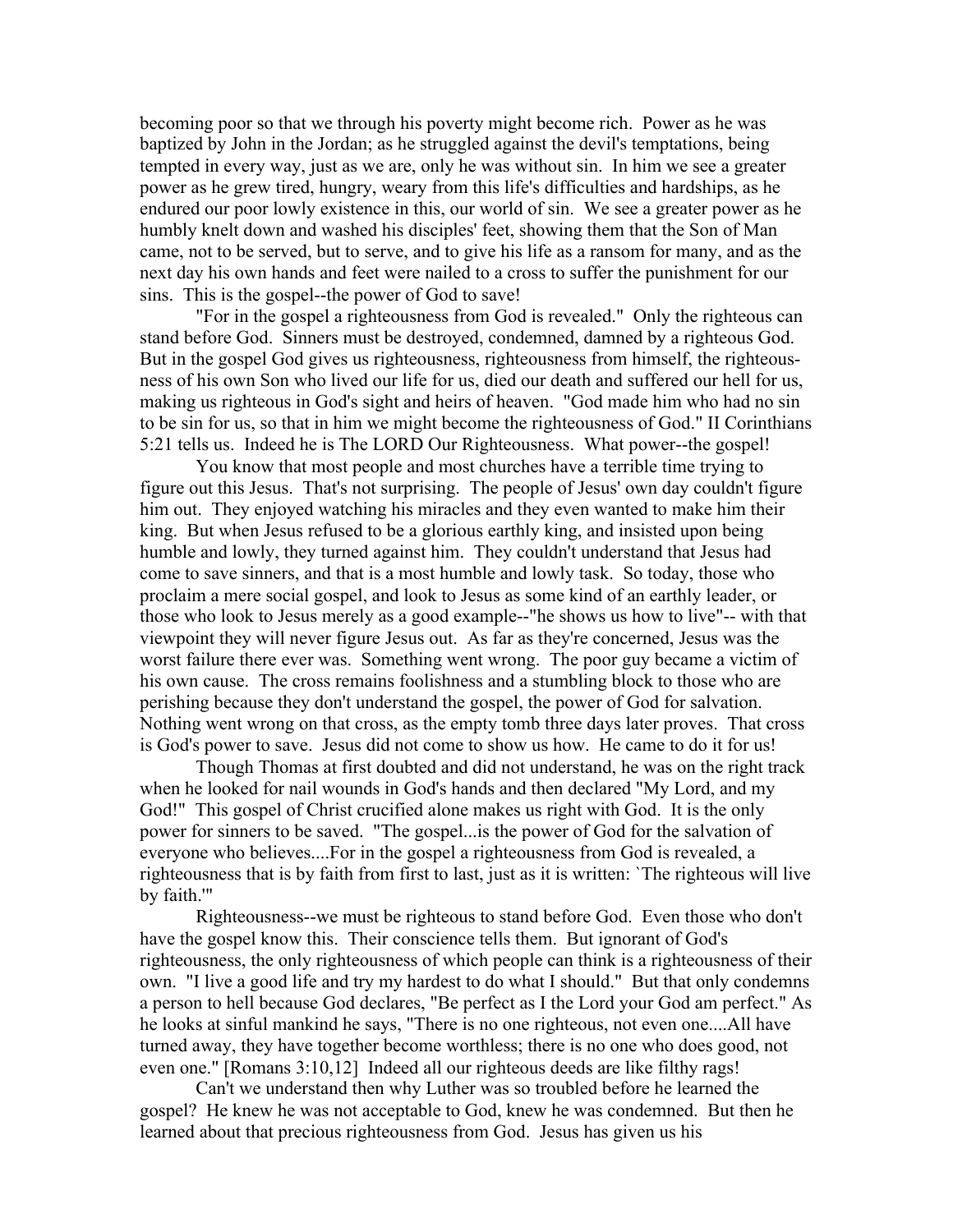becoming poor so that we through his poverty might become rich. Power as he was baptized by John in the Jordan; as he struggled against the devil's temptations, being tempted in every way, just as we are, only he was without sin. In him we see a greater power as he grew tired, hungry, weary from this life's difficulties and hardships, as he endured our poor lowly existence in this, our world of sin. We see a greater power as he humbly knelt down and washed his disciples' feet, showing them that the Son of Man came, not to be served, but to serve, and to give his life as a ransom for many, and as the next day his own hands and feet were nailed to a cross to suffer the punishment for our sins. This is the gospel--the power of God to save!

"For in the gospel a righteousness from God is revealed." Only the righteous can stand before God. Sinners must be destroyed, condemned, damned by a righteous God. But in the gospel God gives us righteousness, righteousness from himself, the righteousness of his own Son who lived our life for us, died our death and suffered our hell for us, making us righteous in God's sight and heirs of heaven. "God made him who had no sin to be sin for us, so that in him we might become the righteousness of God." II Corinthians 5:21 tells us. Indeed he is The LORD Our Righteousness. What power--the gospel!

You know that most people and most churches have a terrible time trying to figure out this Jesus. That's not surprising. The people of Jesus' own day couldn't figure him out. They enjoyed watching his miracles and they even wanted to make him their king. But when Jesus refused to be a glorious earthly king, and insisted upon being humble and lowly, they turned against him. They couldn't understand that Jesus had come to save sinners, and that is a most humble and lowly task. So today, those who proclaim a mere social gospel, and look to Jesus as some kind of an earthly leader, or those who look to Jesus merely as a good example--"he shows us how to live"-- with that viewpoint they will never figure Jesus out. As far as they're concerned, Jesus was the worst failure there ever was. Something went wrong. The poor guy became a victim of his own cause. The cross remains foolishness and a stumbling block to those who are perishing because they don't understand the gospel, the power of God for salvation. Nothing went wrong on that cross, as the empty tomb three days later proves. That cross is God's power to save. Jesus did not come to show us how. He came to do it for us!

Though Thomas at first doubted and did not understand, he was on the right track when he looked for nail wounds in God's hands and then declared "My Lord, and my God!" This gospel of Christ crucified alone makes us right with God. It is the only power for sinners to be saved. "The gospel...is the power of God for the salvation of everyone who believes....For in the gospel a righteousness from God is revealed, a righteousness that is by faith from first to last, just as it is written: `The righteous will live by faith.'"

Righteousness--we must be righteous to stand before God. Even those who don't have the gospel know this. Their conscience tells them. But ignorant of God's righteousness, the only righteousness of which people can think is a righteousness of their own. "I live a good life and try my hardest to do what I should." But that only condemns a person to hell because God declares, "Be perfect as I the Lord your God am perfect." As he looks at sinful mankind he says, "There is no one righteous, not even one....All have turned away, they have together become worthless; there is no one who does good, not even one." [Romans 3:10,12] Indeed all our righteous deeds are like filthy rags!

Can't we understand then why Luther was so troubled before he learned the gospel? He knew he was not acceptable to God, knew he was condemned. But then he learned about that precious righteousness from God. Jesus has given us his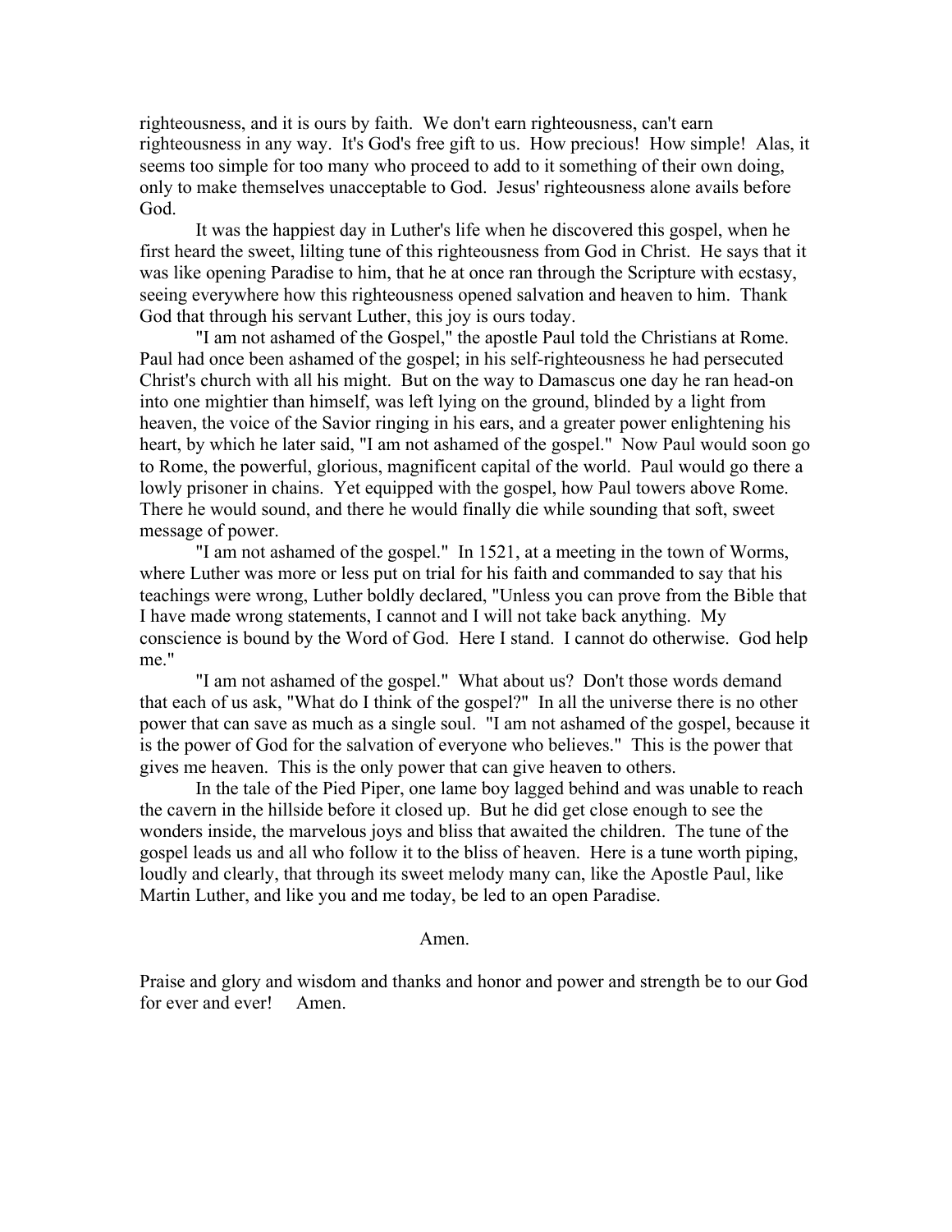righteousness, and it is ours by faith. We don't earn righteousness, can't earn righteousness in any way. It's God's free gift to us. How precious! How simple! Alas, it seems too simple for too many who proceed to add to it something of their own doing, only to make themselves unacceptable to God. Jesus' righteousness alone avails before God.

It was the happiest day in Luther's life when he discovered this gospel, when he first heard the sweet, lilting tune of this righteousness from God in Christ. He says that it was like opening Paradise to him, that he at once ran through the Scripture with ecstasy, seeing everywhere how this righteousness opened salvation and heaven to him. Thank God that through his servant Luther, this joy is ours today.

"I am not ashamed of the Gospel," the apostle Paul told the Christians at Rome. Paul had once been ashamed of the gospel; in his self-righteousness he had persecuted Christ's church with all his might. But on the way to Damascus one day he ran head-on into one mightier than himself, was left lying on the ground, blinded by a light from heaven, the voice of the Savior ringing in his ears, and a greater power enlightening his heart, by which he later said, "I am not ashamed of the gospel." Now Paul would soon go to Rome, the powerful, glorious, magnificent capital of the world. Paul would go there a lowly prisoner in chains. Yet equipped with the gospel, how Paul towers above Rome. There he would sound, and there he would finally die while sounding that soft, sweet message of power.

"I am not ashamed of the gospel." In 1521, at a meeting in the town of Worms, where Luther was more or less put on trial for his faith and commanded to say that his teachings were wrong, Luther boldly declared, "Unless you can prove from the Bible that I have made wrong statements, I cannot and I will not take back anything. My conscience is bound by the Word of God. Here I stand. I cannot do otherwise. God help me."

"I am not ashamed of the gospel." What about us? Don't those words demand that each of us ask, "What do I think of the gospel?" In all the universe there is no other power that can save as much as a single soul. "I am not ashamed of the gospel, because it is the power of God for the salvation of everyone who believes." This is the power that gives me heaven. This is the only power that can give heaven to others.

In the tale of the Pied Piper, one lame boy lagged behind and was unable to reach the cavern in the hillside before it closed up. But he did get close enough to see the wonders inside, the marvelous joys and bliss that awaited the children. The tune of the gospel leads us and all who follow it to the bliss of heaven. Here is a tune worth piping, loudly and clearly, that through its sweet melody many can, like the Apostle Paul, like Martin Luther, and like you and me today, be led to an open Paradise.

Amen.

Praise and glory and wisdom and thanks and honor and power and strength be to our God for ever and ever! Amen.